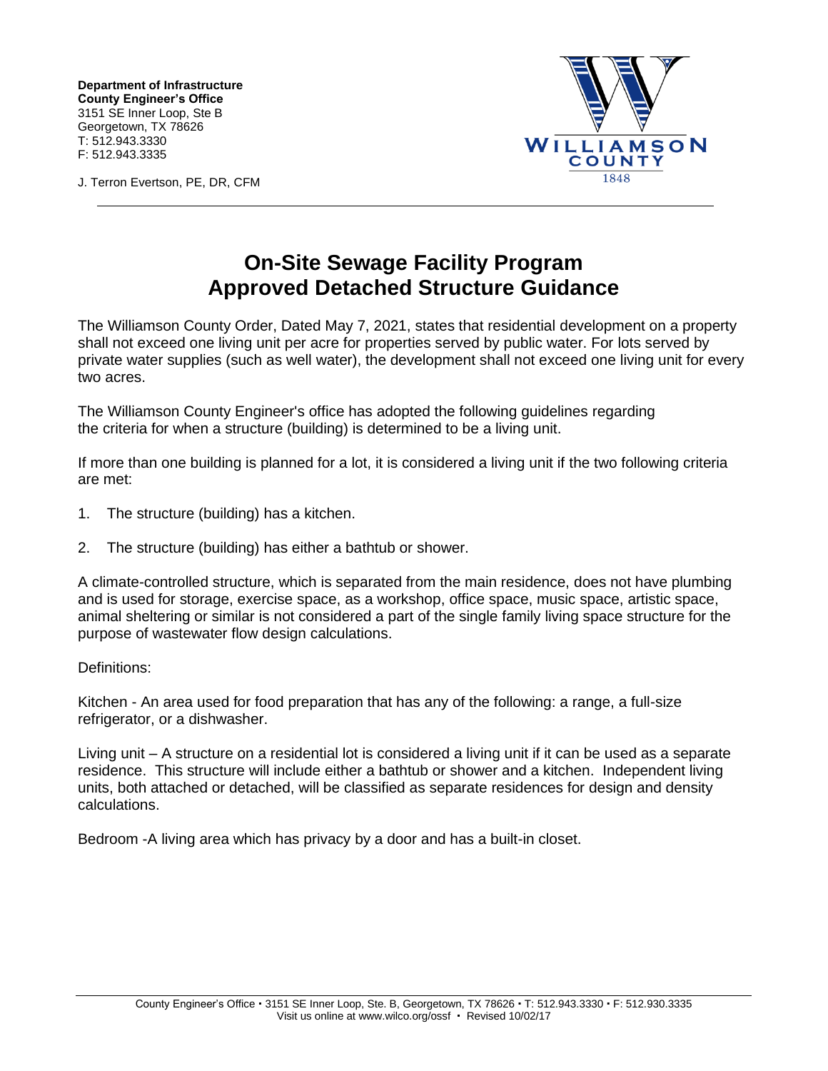**Department of Infrastructure**
**County Engineer's Office**
3151 SE Inner Loop, Ste B
Georgetown, TX 78626
T: 512.943.3330
F: 512.943.3335

J. Terron Evertson, PE, DR, CFM

WILLIAMSON COUNTY 1848

# On-Site Sewage Facility Program
# Approved Detached Structure Guidance

The Williamson County Order, Dated May 7, 2021, states that residential development on a property shall not exceed one living unit per acre for properties served by public water. For lots served by private water supplies (such as well water), the development shall not exceed one living unit for every two acres.

The Williamson County Engineer's office has adopted the following guidelines regarding the criteria for when a structure (building) is determined to be a living unit.

If more than one building is planned for a lot, it is considered a living unit if the two following criteria are met:

1. The structure (building) has a kitchen.
2. The structure (building) has either a bathtub or shower.

A climate-controlled structure, which is separated from the main residence, does not have plumbing and is used for storage, exercise space, as a workshop, office space, music space, artistic space, animal sheltering or similar is not considered a part of the single family living space structure for the purpose of wastewater flow design calculations.

Definitions:

Kitchen - An area used for food preparation that has any of the following: a range, a full-size refrigerator, or a dishwasher.

Living unit – A structure on a residential lot is considered a living unit if it can be used as a separate residence. This structure will include either a bathtub or shower and a kitchen. Independent living units, both attached or detached, will be classified as separate residences for design and density calculations.

Bedroom -A living area which has privacy by a door and has a built-in closet.

County Engineer's Office • 3151 SE Inner Loop, Ste. B, Georgetown, TX 78626 • T: 512.943.3330 • F: 512.930.3335
Visit us online at www.wilco.org/ossf • Revised 10/02/17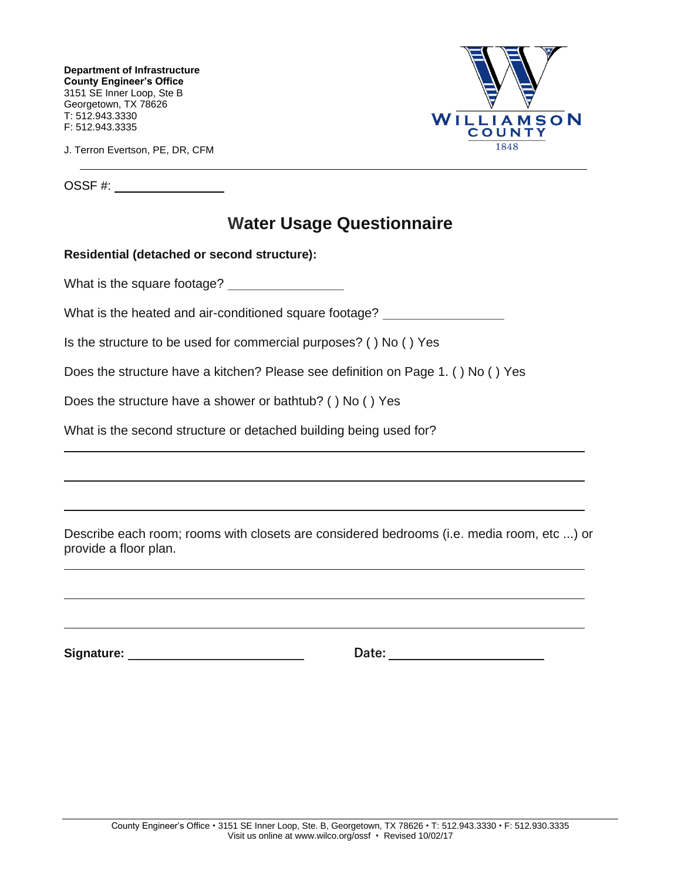**Department of Infrastructure**
**County Engineer's Office**
3151 SE Inner Loop, Ste B
Georgetown, TX 78626
T: 512.943.3330
F: 512.943.3335

J. Terron Evertson, PE, DR, CFM

WILLIAMSON COUNTY 1848

---

OSSF #: ________________

# Water Usage Questionnaire

**Residential (detached or second structure):**

What is the square footage? ________________

What is the heated and air-conditioned square footage? ________________

Is the structure to be used for commercial purposes? ( ) No ( ) Yes

Does the structure have a kitchen? Please see definition on Page 1. ( ) No ( ) Yes

Does the structure have a shower or bathtub? ( ) No ( ) Yes

What is the second structure or detached building being used for?

______________________________________________________________________

______________________________________________________________________

______________________________________________________________________

Describe each room; rooms with closets are considered bedrooms (i.e. media room, etc ...) or provide a floor plan.

______________________________________________________________________

______________________________________________________________________

______________________________________________________________________

**Signature:** ________________________ **Date:** ____________________

County Engineer's Office • 3151 SE Inner Loop, Ste. B, Georgetown, TX 78626 • T: 512.943.3330 • F: 512.930.3335
Visit us online at www.wilco.org/ossf • Revised 10/02/17